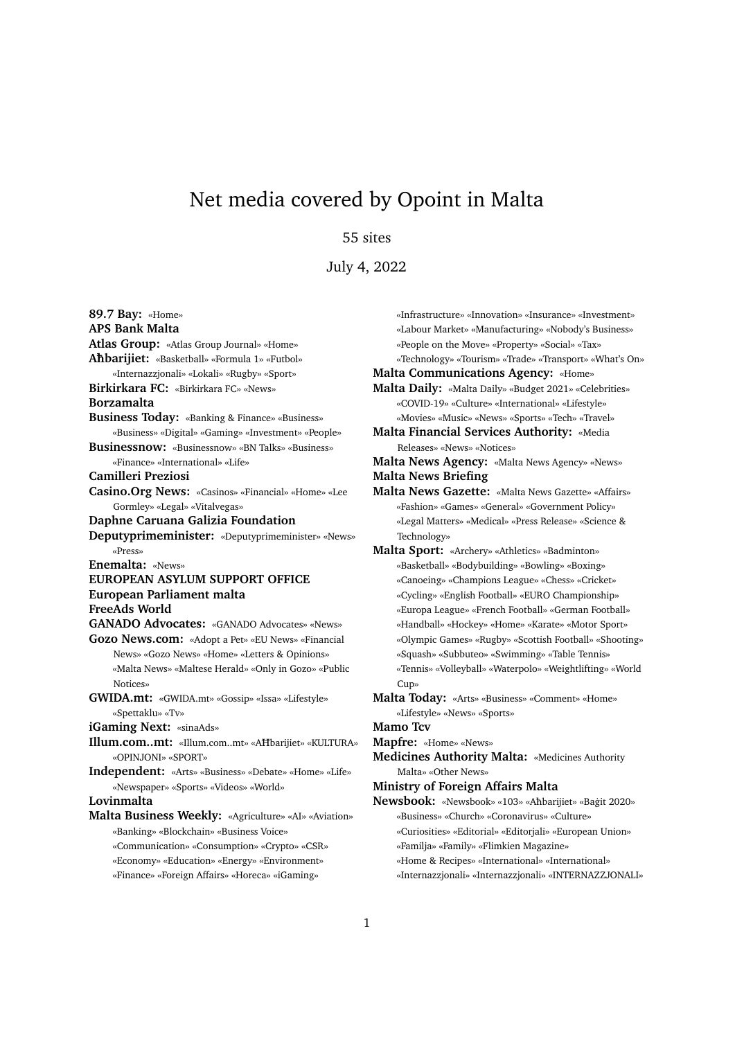# Net media covered by Opoint in Malta

55 sites

July 4, 2022

**89.7 Bay:** «Home»

**APS Bank Malta**

**Atlas Group:** «Atlas Group Journal» «Home»

**Aħbarijiet:** «Basketball» «Formula 1» «Futbol» «Internazzjonali» «Lokali» «Rugby» «Sport»

**Birkirkara FC:** «Birkirkara FC» «News»

**Borzamalta**

**Business Today:** «Banking & Finance» «Business» «Business» «Digital» «Gaming» «Investment» «People»

**Businessnow:** «Businessnow» «BN Talks» «Business» «Finance» «International» «Life»

**Camilleri Preziosi**

**Casino.Org News:** «Casinos» «Financial» «Home» «Lee Gormley» «Legal» «Vitalvegas»

**Daphne Caruana Galizia Foundation**

**Deputyprimeminister:** «Deputyprimeminister» «News» «Press»

**Enemalta:** «News»

**EUROPEAN ASYLUM SUPPORT OFFICE**

**European Parliament malta**

**FreeAds World**

**GANADO Advocates:** «GANADO Advocates» «News»

**Gozo News.com:** «Adopt a Pet» «EU News» «Financial News» «Gozo News» «Home» «Letters & Opinions» «Malta News» «Maltese Herald» «Only in Gozo» «Public Notices»

**GWIDA.mt:** «GWIDA.mt» «Gossip» «Issa» «Lifestyle» «Spettaklu» «Tv»

**iGaming Next:** «sinaAds»

**Illum.com..mt:** «Illum.com..mt» «AĦbarijiet» «KULTURA» «OPINJONI» «SPORT»

**Independent:** «Arts» «Business» «Debate» «Home» «Life» «Newspaper» «Sports» «Videos» «World»

**Lovinmalta**

**Malta Business Weekly:** «Agriculture» «AI» «Aviation» «Banking» «Blockchain» «Business Voice» «Communication» «Consumption» «Crypto» «CSR» «Economy» «Education» «Energy» «Environment» «Finance» «Foreign Affairs» «Horeca» «iGaming» «Infrastructure» «Innovation» «Insurance» «Investment» «Labour Market» «Manufacturing» «Nobody's Business» «People on the Move» «Property» «Social» «Tax» «Technology» «Tourism» «Trade» «Transport» «What's On»

**Malta Communications Agency:** «Home»

**Malta Daily:** «Malta Daily» «Budget 2021» «Celebrities» «COVID-19» «Culture» «International» «Lifestyle» «Movies» «Music» «News» «Sports» «Tech» «Travel»

**Malta Financial Services Authority:** «Media Releases» «News» «Notices»

**Malta News Agency:** «Malta News Agency» «News»

**Malta News Briefing**

**Malta News Gazette:** «Malta News Gazette» «Affairs» «Fashion» «Games» «General» «Government Policy» «Legal Matters» «Medical» «Press Release» «Science & Technology»

**Malta Sport:** «Archery» «Athletics» «Badminton» «Basketball» «Bodybuilding» «Bowling» «Boxing» «Canoeing» «Champions League» «Chess» «Cricket» «Cycling» «English Football» «EURO Championship» «Europa League» «French Football» «German Football» «Handball» «Hockey» «Home» «Karate» «Motor Sport» «Olympic Games» «Rugby» «Scottish Football» «Shooting» «Squash» «Subbuteo» «Swimming» «Table Tennis» «Tennis» «Volleyball» «Waterpolo» «Weightlifting» «World Cup»

**Malta Today:** «Arts» «Business» «Comment» «Home» «Lifestyle» «News» «Sports»

**Mamo Tcv**

**Mapfre:** «Home» «News»

**Medicines Authority Malta:** «Medicines Authority Malta» «Other News»

**Ministry of Foreign Affairs Malta**

**Newsbook:** «Newsbook» «103» «Aħbarijiet» «Baġit 2020» «Business» «Church» «Coronavirus» «Culture» «Curiosities» «Editorial» «Editorjali» «European Union» «Familja» «Family» «Flimkien Magazine» «Home & Recipes» «International» «International» «Internazzjonali» «Internazzjonali» «INTERNAZZJONALI»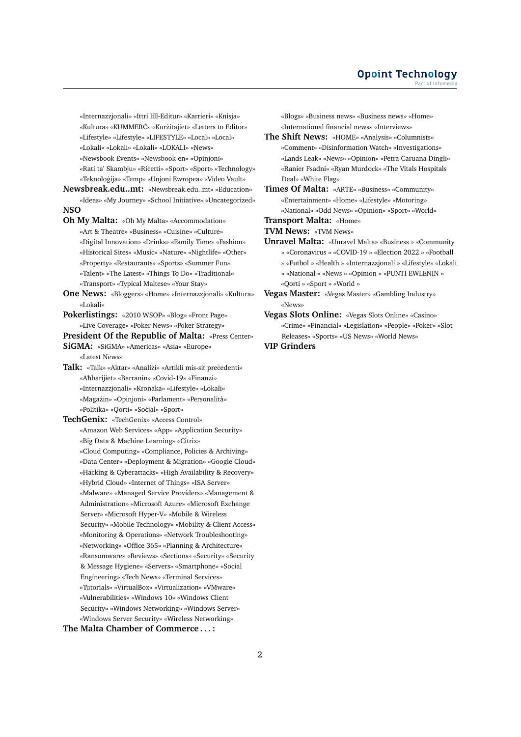«Internazzjonali» «Ittri lill-Editur» «Karrieri» «Knisja» «Kultura» «KUMMERĊ» «Kurżitajiet» «Letters to Editor» «Lifestyle» «Lifestyle» «LIFESTYLE» «Local» «Local» «Lokali» «Lokali» «Lokali» «LOKALI» «News» «Newsbook Events» «Newsbook-en» «Opinjoni» «Rati ta' Skambju» «Riċetti» «Sport» «Sport» «Technology» «Teknoloġija» «Temp» «Unjoni Ewropea» «Video Vault»

**Newsbreak.edu..mt:** «Newsbreak.edu..mt» «Education» «Ideas» «My Journey» «School Initiative» «Uncategorized»

**NSO**

**Oh My Malta:** «Oh My Malta» «Accommodation» «Art & Theatre» «Business» «Cuisine» «Culture» «Digital Innovation» «Drinks» «Family Time» «Fashion» «Historical Sites» «Music» «Nightlife» «Other» «Property» «Restaurants» «Sports» «Summer Fun» «Talent» «The Latest» «Things To Do» «Traditional» «Transport» «Typical Maltese» «Your Stay»

**One News:** «Bloggers» «Home» «Internazzjonali» «Kultura» «Lokali»

**Pokerlistings:** «2010 WSOP» «Blog» «Front Page» «Live Coverage» «Poker News» «Poker Strategy»

**President Of the Republic of Malta:** «Press Center»

**SiGMA:** «SiGMA» «Americas» «Asia» «Europe» «Latest News»

**Talk:** «Talk» «Aktar» «Analiżi» «Artikli mis-sit preċedenti» «Aħbarijiet» «Barranin» «Covid-19» «Finanzi» «Internazzjonali» «Kronaka» «Lifestyle» «Lokali» «Magażin» «Opinjoni» «Parlament» «Personalità» «Politika» «Qorti» «Soċjal» «Sport»

**TechGenix:** «TechGenix» «Access Control» «Amazon Web Services» «App» «Application Security» «Big Data & Machine Learning» «Citrix» «Cloud Computing» «Compliance, Policies & Archiving» «Data Center» «Deployment & Migration» «Google Cloud» «Hacking & Cyberattacks» «High Availability & Recovery» «Hybrid Cloud» «Internet of Things» «ISA Server» «Malware» «Managed Service Providers» «Management & Administration» «Microsoft Azure» «Microsoft Exchange Server» «Microsoft Hyper-V» «Mobile & Wireless Security» «Mobile Technology» «Mobility & Client Access» «Monitoring & Operations» «Network Troubleshooting» «Networking» «Office 365» «Planning & Architecture» «Ransomware» «Reviews» «Sections» «Security» «Security & Message Hygiene» «Servers» «Smartphone» «Social Engineering» «Tech News» «Terminal Services» «Tutorials» «VirtualBox» «Virtualization» «VMware» «Vulnerabilities» «Windows 10» «Windows Client Security» «Windows Networking» «Windows Server» «Windows Server Security» «Wireless Networking»

**The Malta Chamber of Commerce . . . :** «Blogs» «Business news» «Business news» «Home» «International financial news» «Interviews»

**The Shift News:** «HOME» «Analysis» «Columnists» «Comment» «Disinformation Watch» «Investigations» «Lands Leak» «News» «Opinion» «Petra Caruana Dingli» «Ranier Fsadni» «Ryan Murdock» «The Vitals Hospitals Deal» «White Flag»

**Times Of Malta:** «ARTE» «Business» «Community» «Entertainment» «Home» «Lifestyle» «Motoring» «National» «Odd News» «Opinion» «Sport» «World»

**Transport Malta:** «Home»

**TVM News:** «TVM News»

**Unravel Malta:** «Unravel Malta» «Business » «Community » «Coronavirus » «COVID-19 » «Election 2022 » «Football » «Futbol » «Health » «Internazzjonali » «Lifestyle» «Lokali » «National » «News » «Opinion » «PUNTI EWLENIN » «Qorti » «Sport » «World »

**Vegas Master:** «Vegas Master» «Gambling Industry» «News»

**Vegas Slots Online:** «Vegas Slots Online» «Casino» «Crime» «Financial» «Legislation» «People» «Poker» «Slot Releases» «Sports» «US News» «World News»

**VIP Grinders**